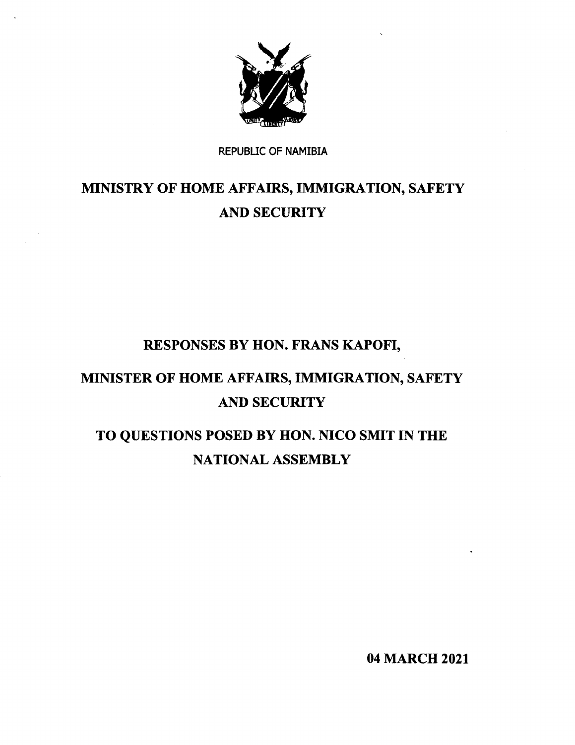REPUBLIC OF NAMIBIA

# MINISTRY OF HOME AFFAIRS, IMMIGRATION, SAFETY AND SECURITY

## RESPONSES BY HON. FRANS KAPOFI,

## MINISTER OF HOME AFFAIRS, IMMIGRATION, SAFETY AND SECURITY

## TO QUESTIONS POSED BY HON. NICO SMIT IN THE NATIONAL ASSEMBLY

**04 MARCH 2021**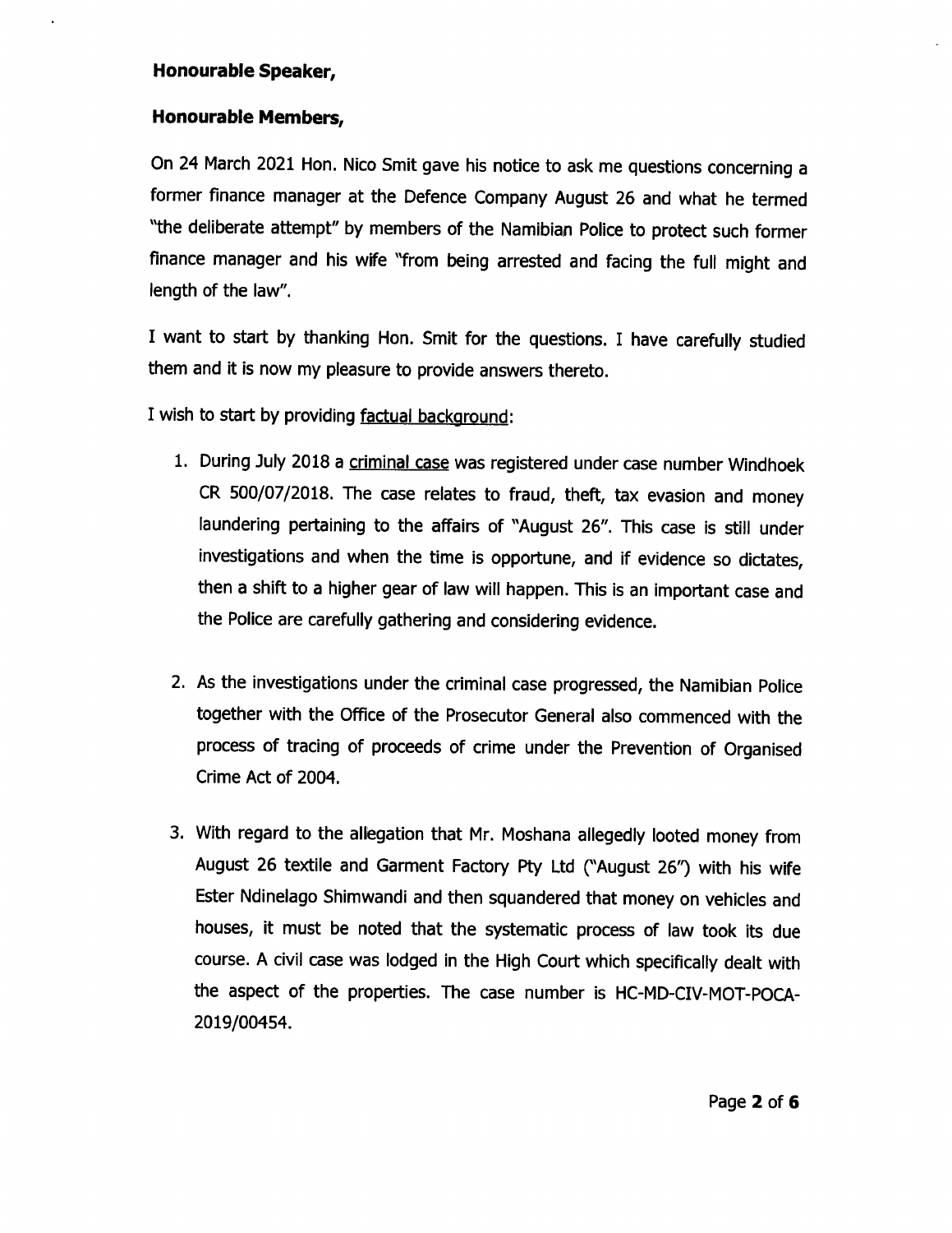**Honourable Speaker,**

**Honourable Members,**

On 24 March 2021 Hon. Nico Smit gave his notice to ask me questions concerning a former finance manager at the Defence Company August 26 and what he termed "the deliberate attempt" by members of the Namibian Police to protect such former finance manager and his wife "from being arrested and facing the full might and length of the law".

I want to start by thanking Hon. Smit for the questions. I have carefully studied them and it is now my pleasure to provide answers thereto.

I wish to start by providing factual background:

1. During July 2018 a criminal case was registered under case number Windhoek CR 500/07/2018. The case relates to fraud, theft, tax evasion and money laundering pertaining to the affairs of "August 26". This case is still under investigations and when the time is opportune, and if evidence so dictates, then a shift to a higher gear of law will happen. This is an important case and the Police are carefully gathering and considering evidence.

2. As the investigations under the criminal case progressed, the Namibian Police together with the Office of the Prosecutor General also commenced with the process of tracing of proceeds of crime under the Prevention of Organised Crime Act of 2004.

3. With regard to the allegation that Mr. Moshana allegedly looted money from August 26 textile and Garment Factory Pty Ltd ("August 26") with his wife Ester Ndinelago Shimwandi and then squandered that money on vehicles and houses, it must be noted that the systematic process of law took its due course. A civil case was lodged in the High Court which specifically dealt with the aspect of the properties. The case number is HC-MD-CIV-MOT-POCA-2019/00454.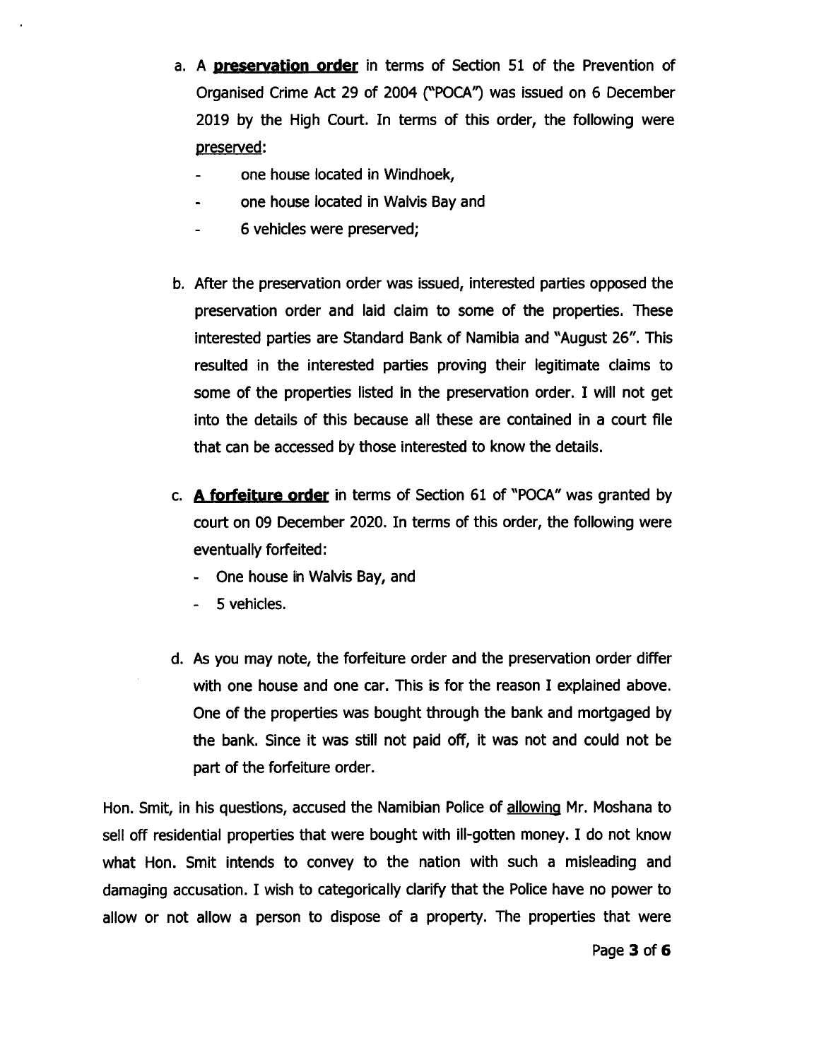a. A **preservation order** in terms of Section 51 of the Prevention of Organised Crime Act 29 of 2004 ("POCA") was issued on 6 December 2019 by the High Court. In terms of this order, the following were preserved:
   - one house located in Windhoek,
   - one house located in Walvis Bay and
   - 6 vehicles were preserved;

b. After the preservation order was issued, interested parties opposed the preservation order and laid claim to some of the properties. These interested parties are Standard Bank of Namibia and "August 26". This resulted in the interested parties proving their legitimate claims to some of the properties listed in the preservation order. I will not get into the details of this because all these are contained in a court file that can be accessed by those interested to know the details.

c. **A forfeiture order** in terms of Section 61 of "POCA" was granted by court on 09 December 2020. In terms of this order, the following were eventually forfeited:
   - One house in Walvis Bay, and
   - 5 vehicles.

d. As you may note, the forfeiture order and the preservation order differ with one house and one car. This is for the reason I explained above. One of the properties was bought through the bank and mortgaged by the bank. Since it was still not paid off, it was not and could not be part of the forfeiture order.

Hon. Smit, in his questions, accused the Namibian Police of allowing Mr. Moshana to sell off residential properties that were bought with ill-gotten money. I do not know what Hon. Smit intends to convey to the nation with such a misleading and damaging accusation. I wish to categorically clarify that the Police have no power to allow or not allow a person to dispose of a property. The properties that were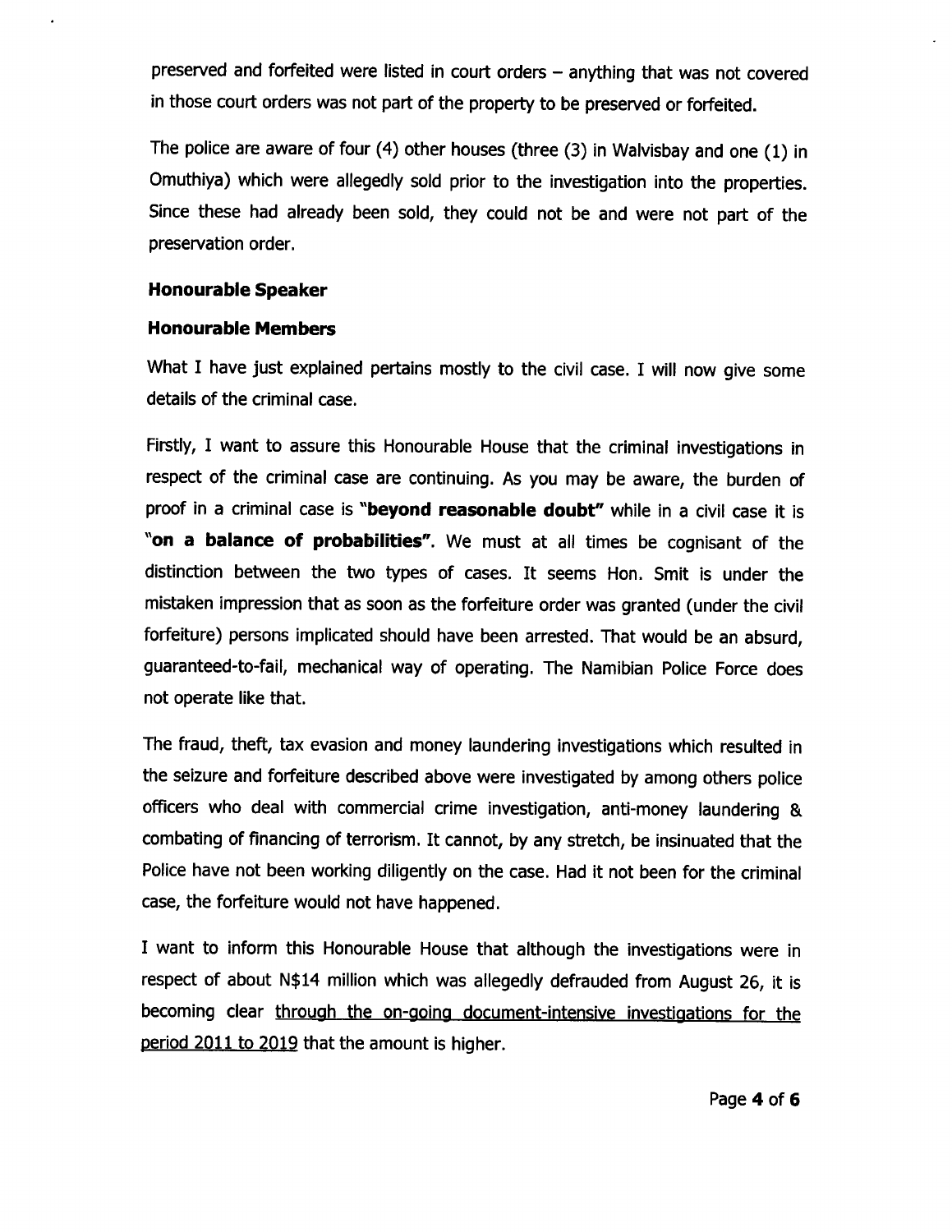preserved and forfeited were listed in court orders – anything that was not covered in those court orders was not part of the property to be preserved or forfeited.

The police are aware of four (4) other houses (three (3) in Walvisbay and one (1) in Omuthiya) which were allegedly sold prior to the investigation into the properties. Since these had already been sold, they could not be and were not part of the preservation order.

**Honourable Speaker**

**Honourable Members**

What I have just explained pertains mostly to the civil case. I will now give some details of the criminal case.

Firstly, I want to assure this Honourable House that the criminal investigations in respect of the criminal case are continuing. As you may be aware, the burden of proof in a criminal case is **"beyond reasonable doubt"** while in a civil case it is **"on a balance of probabilities"**. We must at all times be cognisant of the distinction between the two types of cases. It seems Hon. Smit is under the mistaken impression that as soon as the forfeiture order was granted (under the civil forfeiture) persons implicated should have been arrested. That would be an absurd, guaranteed-to-fail, mechanical way of operating. The Namibian Police Force does not operate like that.

The fraud, theft, tax evasion and money laundering investigations which resulted in the seizure and forfeiture described above were investigated by among others police officers who deal with commercial crime investigation, anti-money laundering & combating of financing of terrorism. It cannot, by any stretch, be insinuated that the Police have not been working diligently on the case. Had it not been for the criminal case, the forfeiture would not have happened.

I want to inform this Honourable House that although the investigations were in respect of about N$14 million which was allegedly defrauded from August 26, it is becoming clear <u>through the on-going document-intensive investigations for the period 2011 to 2019</u> that the amount is higher.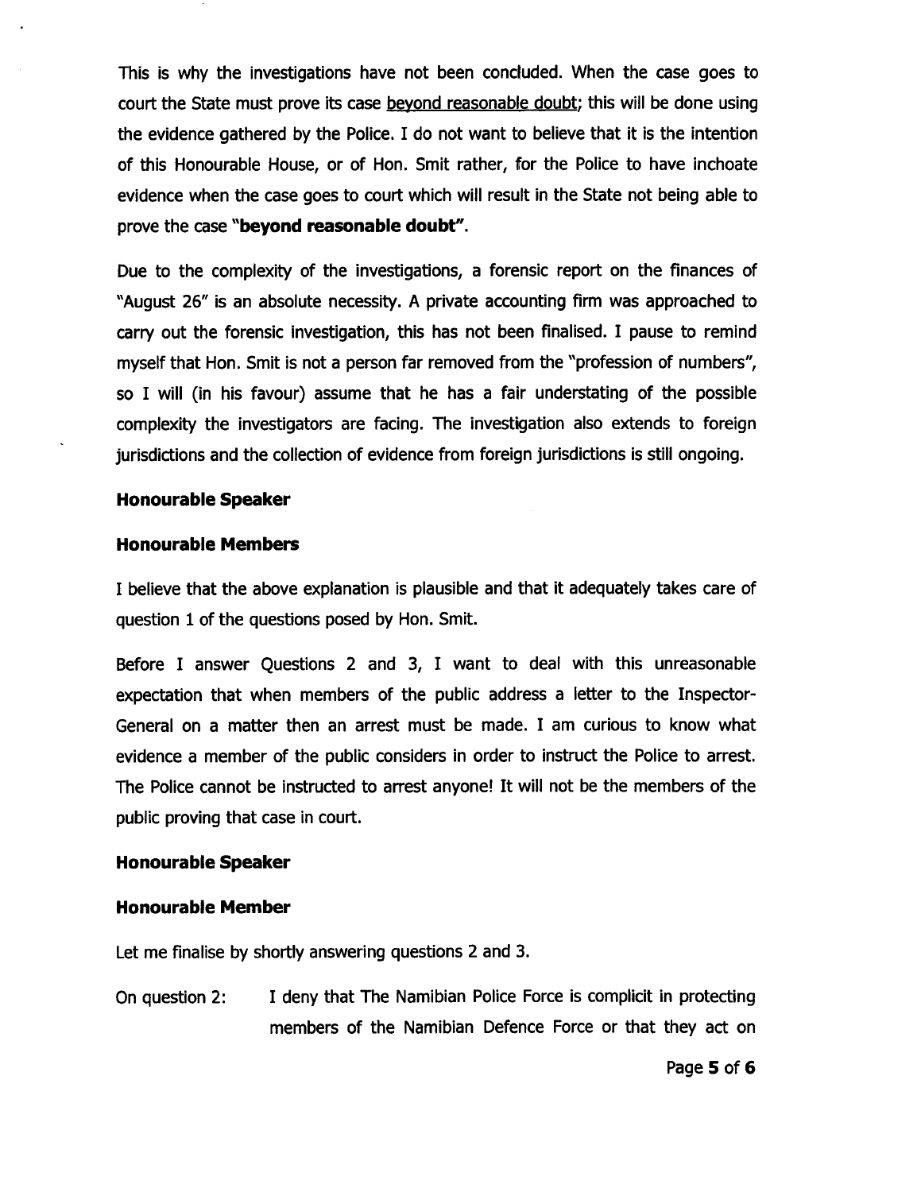This is why the investigations have not been concluded. When the case goes to court the State must prove its case beyond reasonable doubt; this will be done using the evidence gathered by the Police. I do not want to believe that it is the intention of this Honourable House, or of Hon. Smit rather, for the Police to have inchoate evidence when the case goes to court which will result in the State not being able to prove the case **"beyond reasonable doubt"**.

Due to the complexity of the investigations, a forensic report on the finances of "August 26" is an absolute necessity. A private accounting firm was approached to carry out the forensic investigation, this has not been finalised. I pause to remind myself that Hon. Smit is not a person far removed from the "profession of numbers", so I will (in his favour) assume that he has a fair understating of the possible complexity the investigators are facing. The investigation also extends to foreign jurisdictions and the collection of evidence from foreign jurisdictions is still ongoing.

**Honourable Speaker**

**Honourable Members**

I believe that the above explanation is plausible and that it adequately takes care of question 1 of the questions posed by Hon. Smit.

Before I answer Questions 2 and 3, I want to deal with this unreasonable expectation that when members of the public address a letter to the Inspector-General on a matter then an arrest must be made. I am curious to know what evidence a member of the public considers in order to instruct the Police to arrest. The Police cannot be instructed to arrest anyone! It will not be the members of the public proving that case in court.

**Honourable Speaker**

**Honourable Member**

Let me finalise by shortly answering questions 2 and 3.

On question 2: I deny that The Namibian Police Force is complicit in protecting members of the Namibian Defence Force or that they act on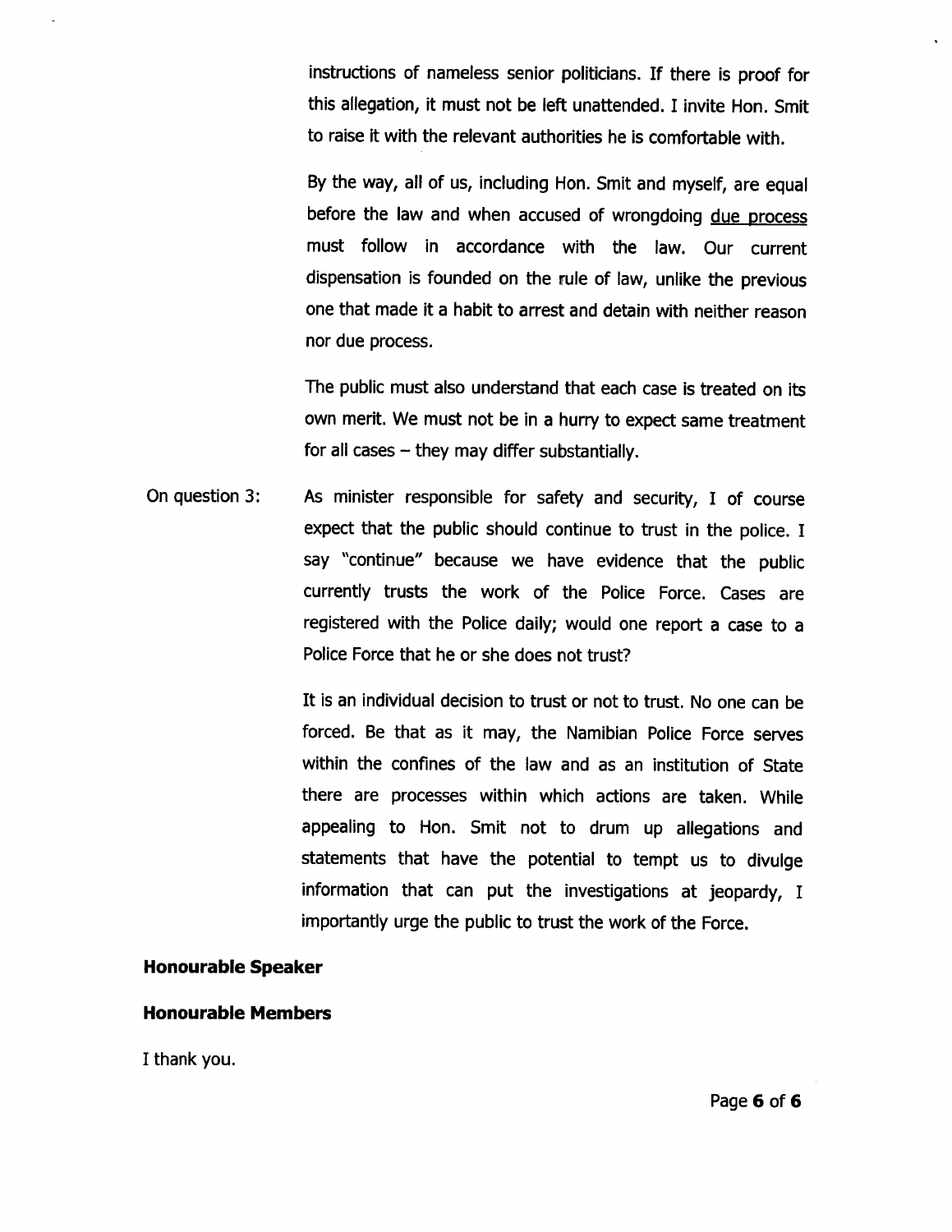instructions of nameless senior politicians. If there is proof for this allegation, it must not be left unattended. I invite Hon. Smit to raise it with the relevant authorities he is comfortable with.

By the way, all of us, including Hon. Smit and myself, are equal before the law and when accused of wrongdoing due process must follow in accordance with the law. Our current dispensation is founded on the rule of law, unlike the previous one that made it a habit to arrest and detain with neither reason nor due process.

The public must also understand that each case is treated on its own merit. We must not be in a hurry to expect same treatment for all cases – they may differ substantially.

On question 3: As minister responsible for safety and security, I of course expect that the public should continue to trust in the police. I say "continue" because we have evidence that the public currently trusts the work of the Police Force. Cases are registered with the Police daily; would one report a case to a Police Force that he or she does not trust?

It is an individual decision to trust or not to trust. No one can be forced. Be that as it may, the Namibian Police Force serves within the confines of the law and as an institution of State there are processes within which actions are taken. While appealing to Hon. Smit not to drum up allegations and statements that have the potential to tempt us to divulge information that can put the investigations at jeopardy, I importantly urge the public to trust the work of the Force.

**Honourable Speaker**

**Honourable Members**

I thank you.